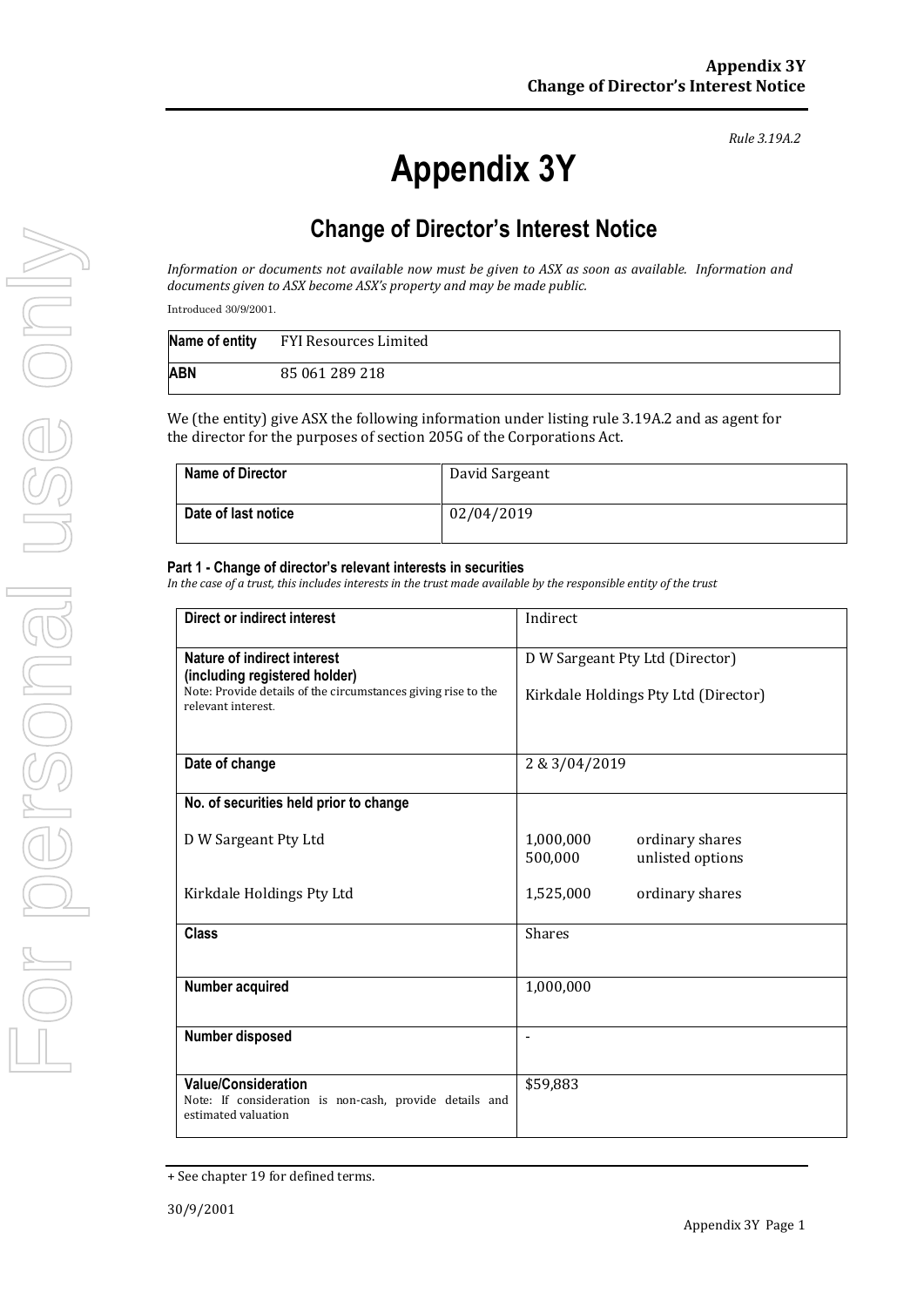*Rule 3.19A.2*

# Appendix 3Y

## Change of Director's Interest Notice

*Information or documents not available now must be given to ASX as soon as available. Information and documents given to ASX become ASX's property and may be made public.*

Introduced 30/9/2001.

| **Name of entity** | FYI Resources Limited |
|---|---|
| **ABN** | 85 061 289 218 |

We (the entity) give ASX the following information under listing rule 3.19A.2 and as agent for the director for the purposes of section 205G of the Corporations Act.

| **Name of Director** | David Sargeant |
|---|---|
| **Date of last notice** | 02/04/2019 |

#### Part 1 - Change of director's relevant interests in securities

*In the case of a trust, this includes interests in the trust made available by the responsible entity of the trust*

| | |
|---|---|
| **Direct or indirect interest** | Indirect |
| **Nature of indirect interest (including registered holder)**<br>Note: Provide details of the circumstances giving rise to the relevant interest. | D W Sargeant Pty Ltd (Director)<br>Kirkdale Holdings Pty Ltd (Director) |
| **Date of change** | 2 & 3/04/2019 |
| **No. of securities held prior to change**<br>D W Sargeant Pty Ltd<br>Kirkdale Holdings Pty Ltd | 1,000,000 ordinary shares<br>500,000 unlisted options<br>1,525,000 ordinary shares |
| **Class** | Shares |
| **Number acquired** | 1,000,000 |
| **Number disposed** | - |
| **Value/Consideration**<br>Note: If consideration is non-cash, provide details and estimated valuation | $59,883 |

+ See chapter 19 for defined terms.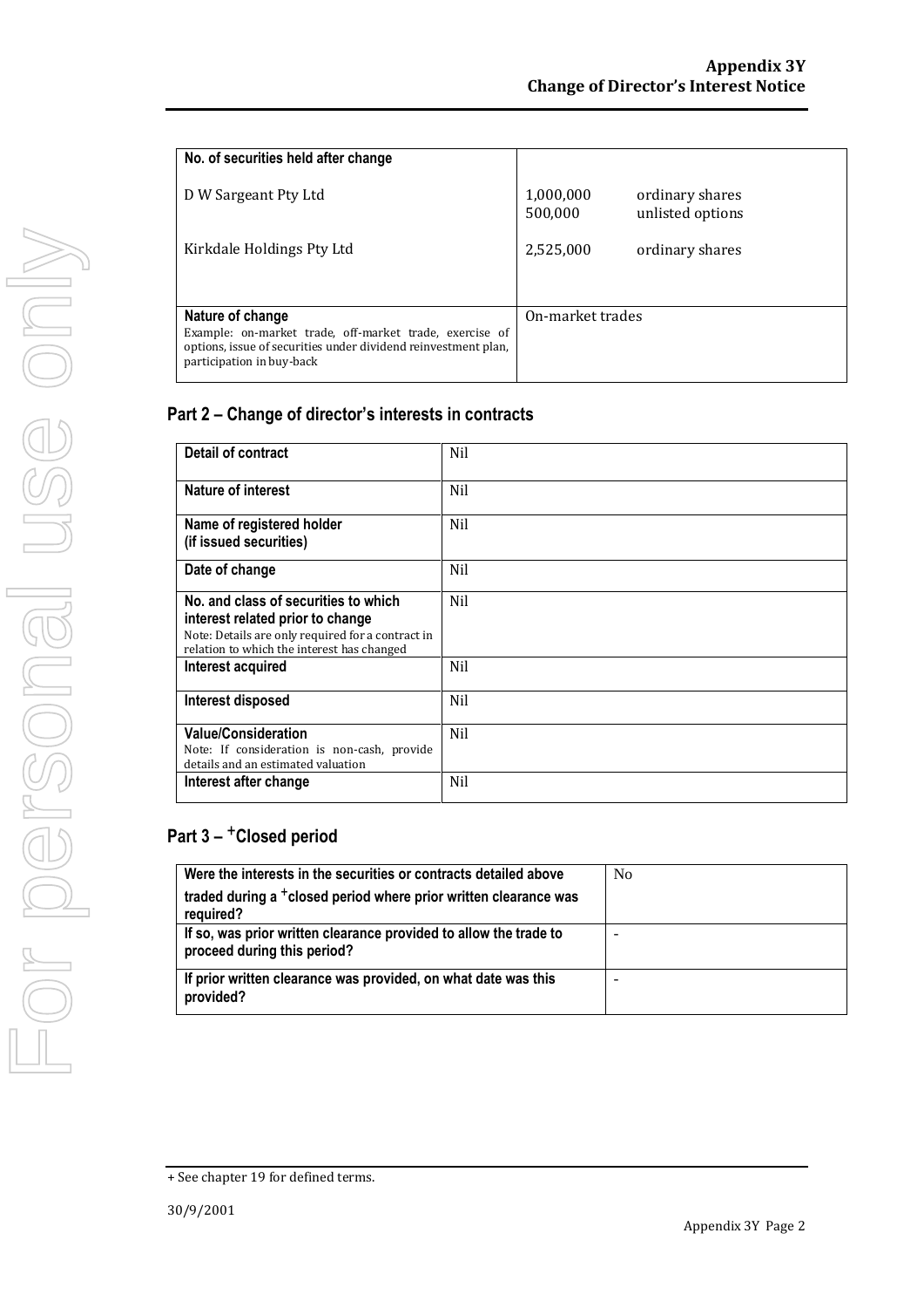| | |
|---|---|
| **No. of securities held after change**<br><br>D W Sargeant Pty Ltd<br><br>Kirkdale Holdings Pty Ltd | <br><br>1,000,000 ordinary shares<br>500,000 unlisted options<br><br>2,525,000 ordinary shares |
| **Nature of change**<br>Example: on-market trade, off-market trade, exercise of options, issue of securities under dividend reinvestment plan, participation in buy-back | On-market trades |

## Part 2 – Change of director's interests in contracts

| | |
|---|---|
| **Detail of contract** | Nil |
| **Nature of interest** | Nil |
| **Name of registered holder (if issued securities)** | Nil |
| **Date of change** | Nil |
| **No. and class of securities to which interest related prior to change**<br>Note: Details are only required for a contract in relation to which the interest has changed | Nil |
| **Interest acquired** | Nil |
| **Interest disposed** | Nil |
| **Value/Consideration**<br>Note: If consideration is non-cash, provide details and an estimated valuation | Nil |
| **Interest after change** | Nil |

## Part 3 – +Closed period

| | |
|---|---|
| **Were the interests in the securities or contracts detailed above traded during a +closed period where prior written clearance was required?** | No |
| **If so, was prior written clearance provided to allow the trade to proceed during this period?** | - |
| **If prior written clearance was provided, on what date was this provided?** | - |

+ See chapter 19 for defined terms.